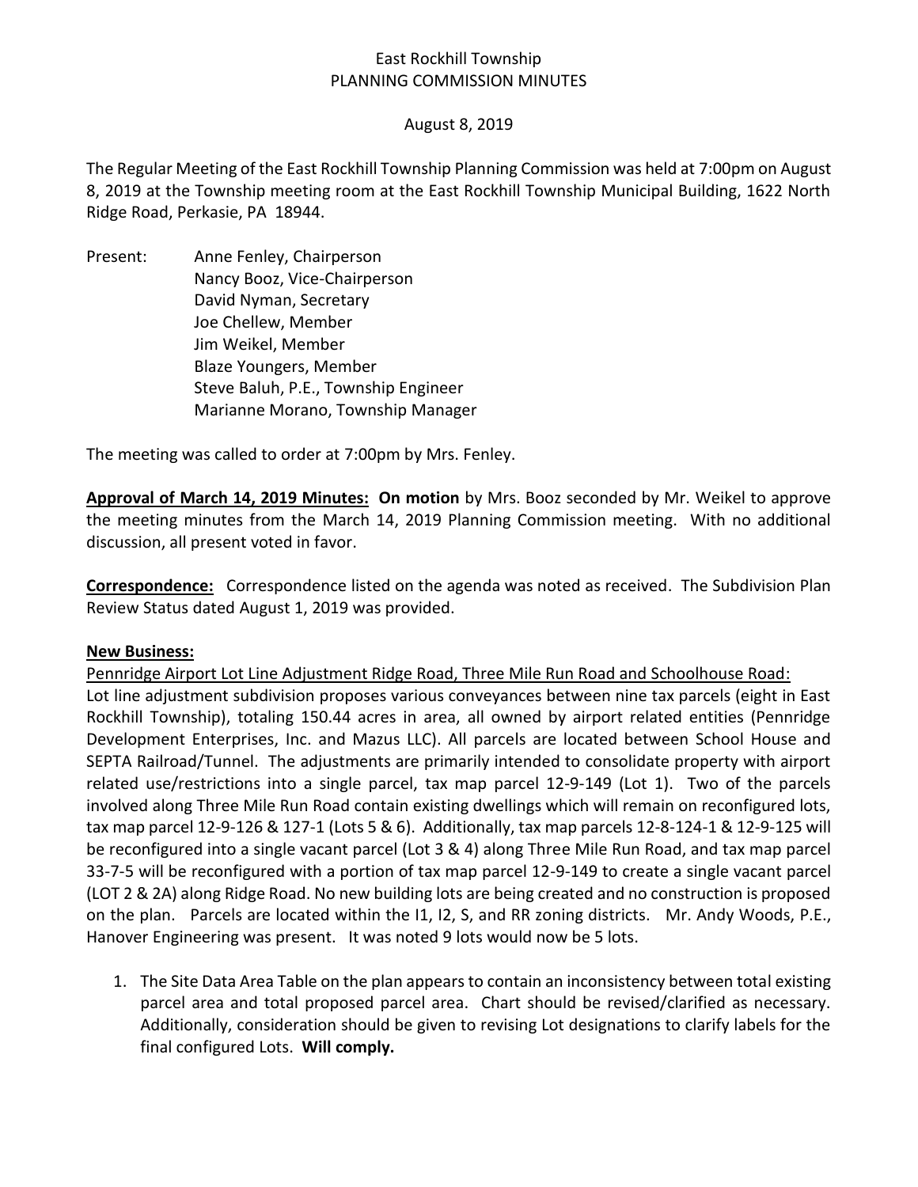# East Rockhill Township
## PLANNING COMMISSION MINUTES

August 8, 2019

The Regular Meeting of the East Rockhill Township Planning Commission was held at 7:00pm on August 8, 2019 at the Township meeting room at the East Rockhill Township Municipal Building, 1622 North Ridge Road, Perkasie, PA 18944.

Present:
- Anne Fenley, Chairperson
- Nancy Booz, Vice-Chairperson
- David Nyman, Secretary
- Joe Chellew, Member
- Jim Weikel, Member
- Blaze Youngers, Member
- Steve Baluh, P.E., Township Engineer
- Marianne Morano, Township Manager

The meeting was called to order at 7:00pm by Mrs. Fenley.

**Approval of March 14, 2019 Minutes: On motion** by Mrs. Booz seconded by Mr. Weikel to approve the meeting minutes from the March 14, 2019 Planning Commission meeting. With no additional discussion, all present voted in favor.

**Correspondence:** Correspondence listed on the agenda was noted as received. The Subdivision Plan Review Status dated August 1, 2019 was provided.

**New Business:**

Pennridge Airport Lot Line Adjustment Ridge Road, Three Mile Run Road and Schoolhouse Road:

Lot line adjustment subdivision proposes various conveyances between nine tax parcels (eight in East Rockhill Township), totaling 150.44 acres in area, all owned by airport related entities (Pennridge Development Enterprises, Inc. and Mazus LLC). All parcels are located between School House and SEPTA Railroad/Tunnel. The adjustments are primarily intended to consolidate property with airport related use/restrictions into a single parcel, tax map parcel 12-9-149 (Lot 1). Two of the parcels involved along Three Mile Run Road contain existing dwellings which will remain on reconfigured lots, tax map parcel 12-9-126 & 127-1 (Lots 5 & 6). Additionally, tax map parcels 12-8-124-1 & 12-9-125 will be reconfigured into a single vacant parcel (Lot 3 & 4) along Three Mile Run Road, and tax map parcel 33-7-5 will be reconfigured with a portion of tax map parcel 12-9-149 to create a single vacant parcel (LOT 2 & 2A) along Ridge Road. No new building lots are being created and no construction is proposed on the plan. Parcels are located within the I1, I2, S, and RR zoning districts. Mr. Andy Woods, P.E., Hanover Engineering was present. It was noted 9 lots would now be 5 lots.

1. The Site Data Area Table on the plan appears to contain an inconsistency between total existing parcel area and total proposed parcel area. Chart should be revised/clarified as necessary. Additionally, consideration should be given to revising Lot designations to clarify labels for the final configured Lots. **Will comply.**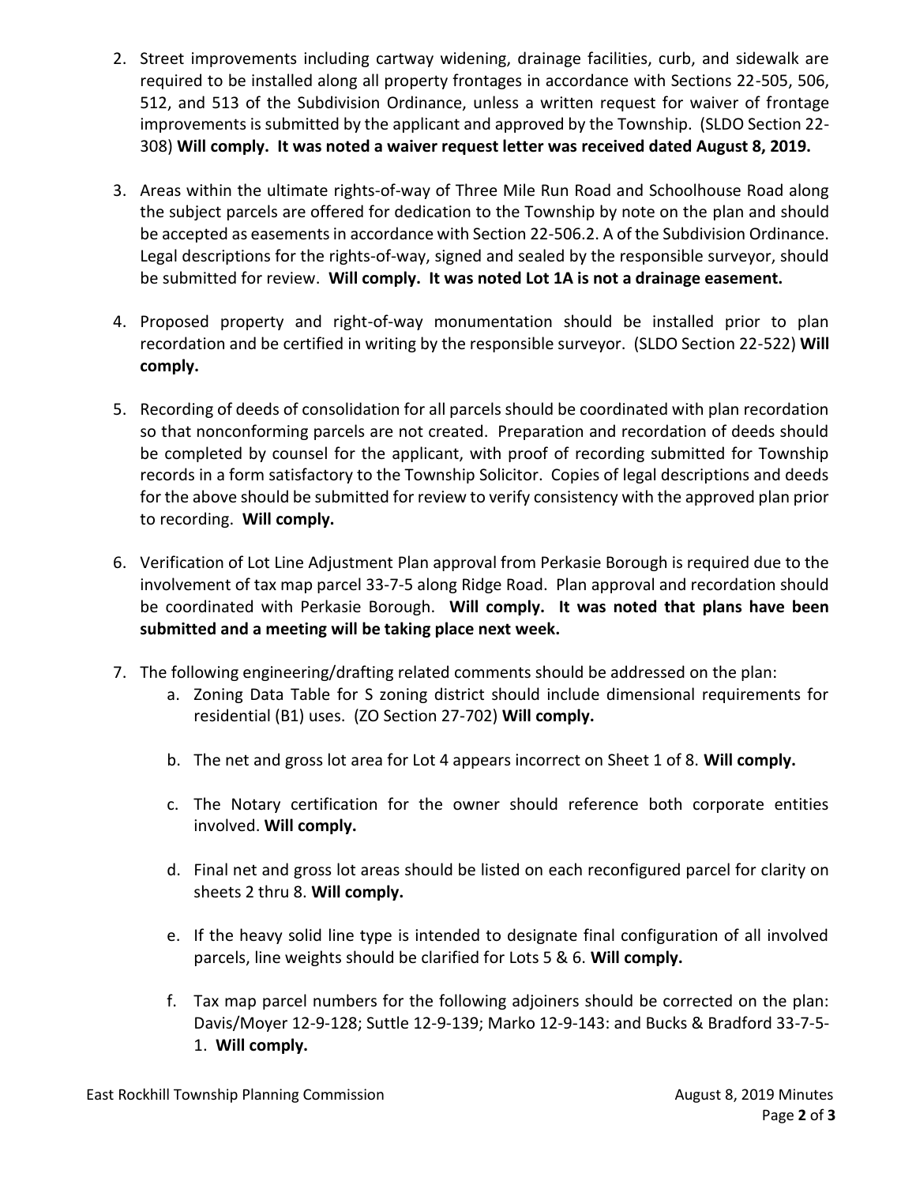2. Street improvements including cartway widening, drainage facilities, curb, and sidewalk are required to be installed along all property frontages in accordance with Sections 22-505, 506, 512, and 513 of the Subdivision Ordinance, unless a written request for waiver of frontage improvements is submitted by the applicant and approved by the Township. (SLDO Section 22-308) **Will comply. It was noted a waiver request letter was received dated August 8, 2019.**

3. Areas within the ultimate rights-of-way of Three Mile Run Road and Schoolhouse Road along the subject parcels are offered for dedication to the Township by note on the plan and should be accepted as easements in accordance with Section 22-506.2. A of the Subdivision Ordinance. Legal descriptions for the rights-of-way, signed and sealed by the responsible surveyor, should be submitted for review. **Will comply. It was noted Lot 1A is not a drainage easement.**

4. Proposed property and right-of-way monumentation should be installed prior to plan recordation and be certified in writing by the responsible surveyor. (SLDO Section 22-522) **Will comply.**

5. Recording of deeds of consolidation for all parcels should be coordinated with plan recordation so that nonconforming parcels are not created. Preparation and recordation of deeds should be completed by counsel for the applicant, with proof of recording submitted for Township records in a form satisfactory to the Township Solicitor. Copies of legal descriptions and deeds for the above should be submitted for review to verify consistency with the approved plan prior to recording. **Will comply.**

6. Verification of Lot Line Adjustment Plan approval from Perkasie Borough is required due to the involvement of tax map parcel 33-7-5 along Ridge Road. Plan approval and recordation should be coordinated with Perkasie Borough. **Will comply. It was noted that plans have been submitted and a meeting will be taking place next week.**

7. The following engineering/drafting related comments should be addressed on the plan:
   a. Zoning Data Table for S zoning district should include dimensional requirements for residential (B1) uses. (ZO Section 27-702) **Will comply.**

   b. The net and gross lot area for Lot 4 appears incorrect on Sheet 1 of 8. **Will comply.**

   c. The Notary certification for the owner should reference both corporate entities involved. **Will comply.**

   d. Final net and gross lot areas should be listed on each reconfigured parcel for clarity on sheets 2 thru 8. **Will comply.**

   e. If the heavy solid line type is intended to designate final configuration of all involved parcels, line weights should be clarified for Lots 5 & 6. **Will comply.**

   f. Tax map parcel numbers for the following adjoiners should be corrected on the plan: Davis/Moyer 12-9-128; Suttle 12-9-139; Marko 12-9-143: and Bucks & Bradford 33-7-5-1. **Will comply.**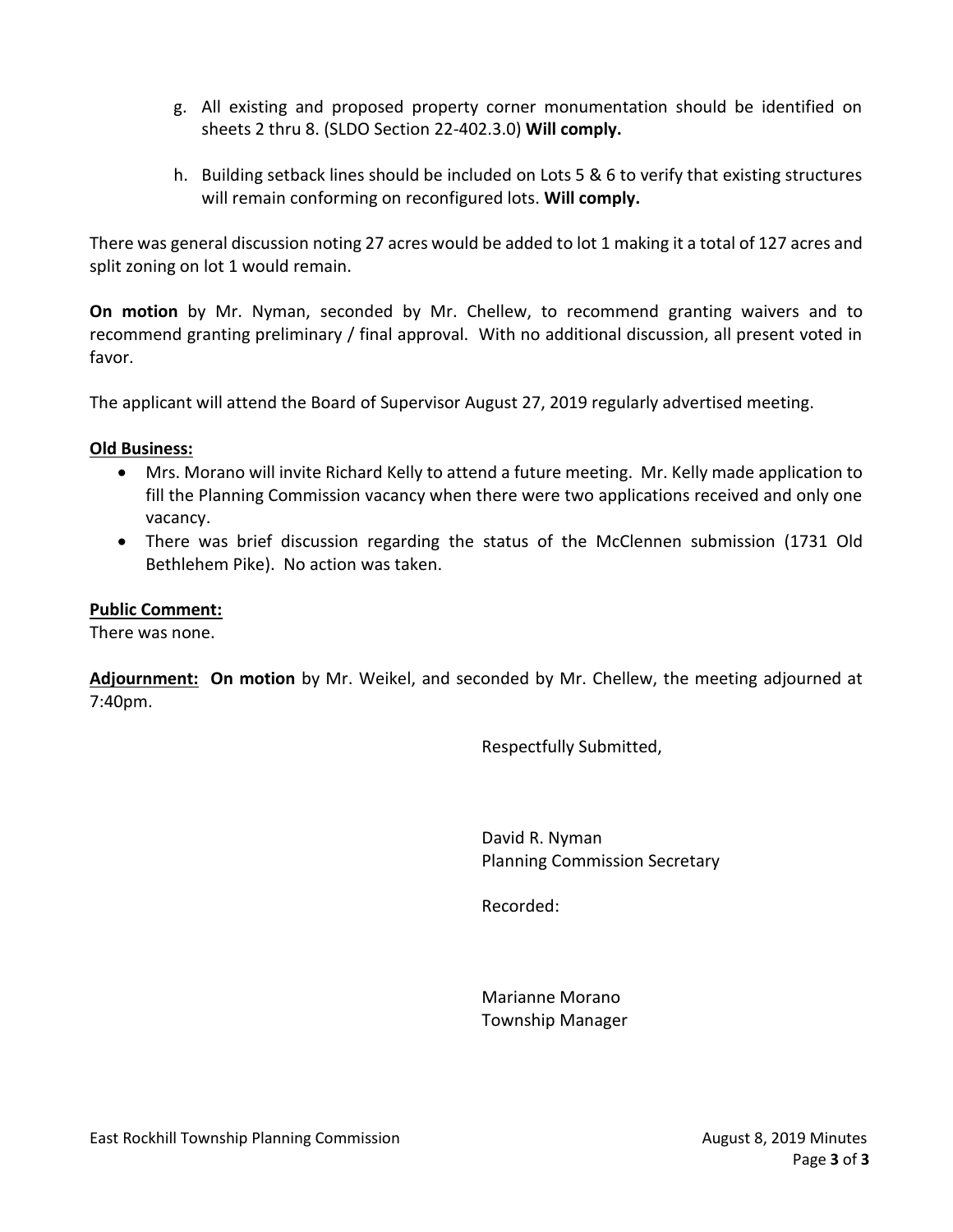g. All existing and proposed property corner monumentation should be identified on sheets 2 thru 8. (SLDO Section 22-402.3.0) **Will comply.**

h. Building setback lines should be included on Lots 5 & 6 to verify that existing structures will remain conforming on reconfigured lots. **Will comply.**

There was general discussion noting 27 acres would be added to lot 1 making it a total of 127 acres and split zoning on lot 1 would remain.

**On motion** by Mr. Nyman, seconded by Mr. Chellew, to recommend granting waivers and to recommend granting preliminary / final approval. With no additional discussion, all present voted in favor.

The applicant will attend the Board of Supervisor August 27, 2019 regularly advertised meeting.

**Old Business:**

- Mrs. Morano will invite Richard Kelly to attend a future meeting. Mr. Kelly made application to fill the Planning Commission vacancy when there were two applications received and only one vacancy.
- There was brief discussion regarding the status of the McClennen submission (1731 Old Bethlehem Pike). No action was taken.

**Public Comment:**

There was none.

**Adjournment:** **On motion** by Mr. Weikel, and seconded by Mr. Chellew, the meeting adjourned at 7:40pm.

Respectfully Submitted,

David R. Nyman
Planning Commission Secretary

Recorded:

Marianne Morano
Township Manager